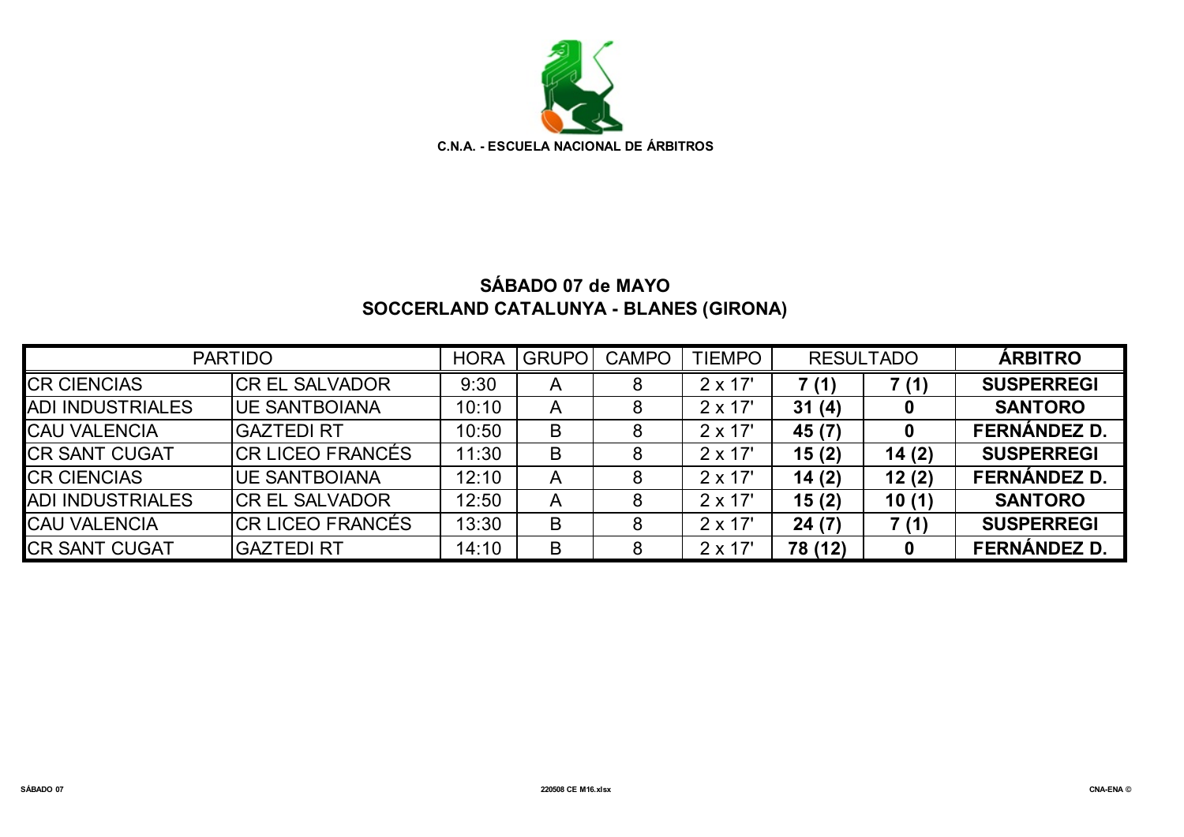**C.N.A. - ESCUELA NACIONAL DE ÁRBITROS**

## SÁBADO 07 de MAYO
## SOCCERLAND CATALUNYA - BLANES (GIRONA)

| PARTIDO | | HORA | GRUPO | CAMPO | TIEMPO | RESULTADO | | ÁRBITRO |
|---|---|---|---|---|---|---|---|---|
| CR CIENCIAS | CR EL SALVADOR | 9:30 | A | 8 | 2 x 17' | **7 (1)** | **7 (1)** | **SUSPERREGI** |
| ADI INDUSTRIALES | UE SANTBOIANA | 10:10 | A | 8 | 2 x 17' | **31 (4)** | **0** | **SANTORO** |
| CAU VALENCIA | GAZTEDI RT | 10:50 | B | 8 | 2 x 17' | **45 (7)** | **0** | **FERNÁNDEZ D.** |
| CR SANT CUGAT | CR LICEO FRANCÉS | 11:30 | B | 8 | 2 x 17' | **15 (2)** | **14 (2)** | **SUSPERREGI** |
| CR CIENCIAS | UE SANTBOIANA | 12:10 | A | 8 | 2 x 17' | **14 (2)** | **12 (2)** | **FERNÁNDEZ D.** |
| ADI INDUSTRIALES | CR EL SALVADOR | 12:50 | A | 8 | 2 x 17' | **15 (2)** | **10 (1)** | **SANTORO** |
| CAU VALENCIA | CR LICEO FRANCÉS | 13:30 | B | 8 | 2 x 17' | **24 (7)** | **7 (1)** | **SUSPERREGI** |
| CR SANT CUGAT | GAZTEDI RT | 14:10 | B | 8 | 2 x 17' | **78 (12)** | **0** | **FERNÁNDEZ D.** |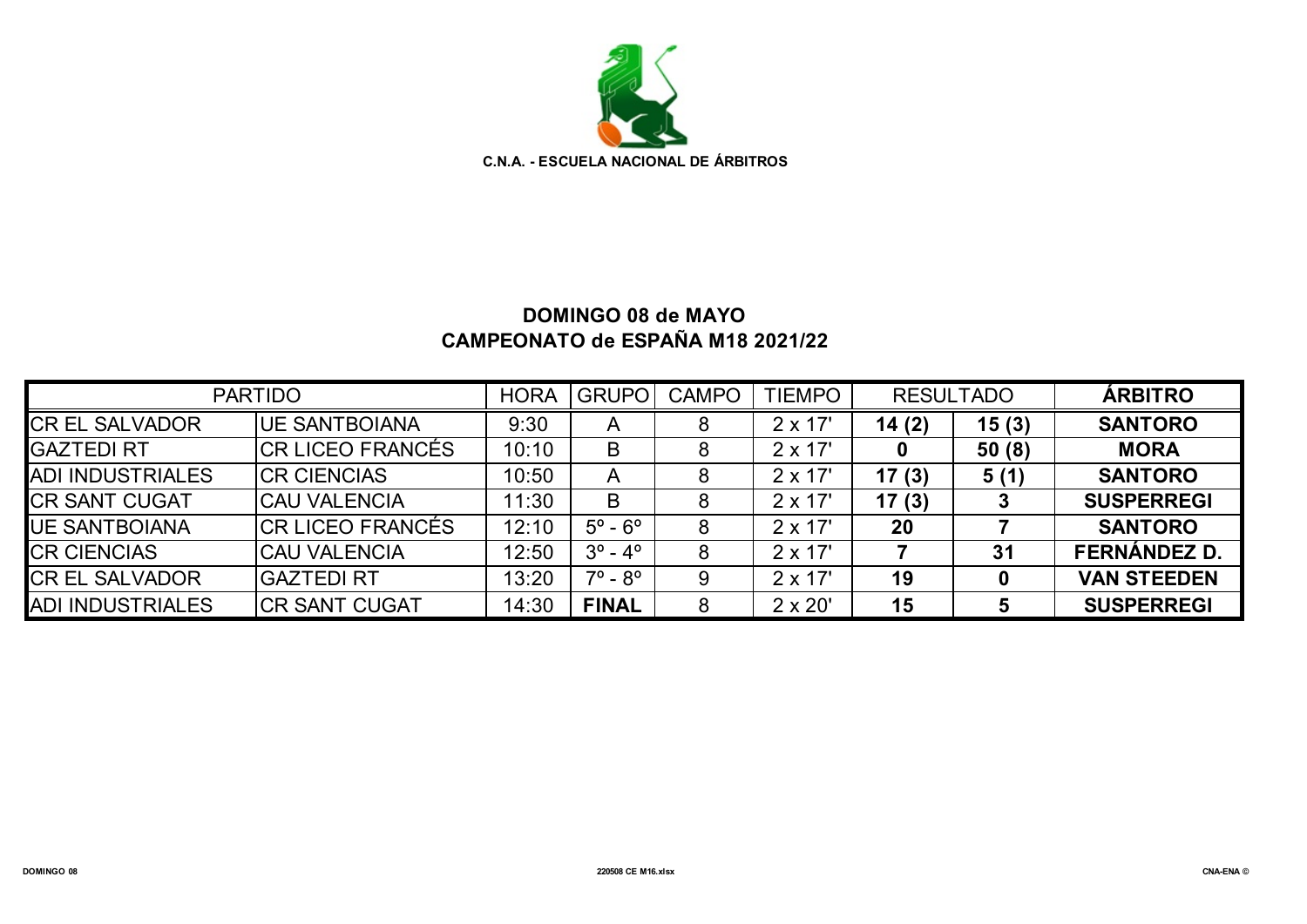**C.N.A. - ESCUELA NACIONAL DE ÁRBITROS**

## DOMINGO 08 de MAYO
## CAMPEONATO de ESPAÑA M18 2021/22

| PARTIDO | | HORA | GRUPO | CAMPO | TIEMPO | RESULTADO | | ÁRBITRO |
|---|---|---|---|---|---|---|---|---|
| CR EL SALVADOR | UE SANTBOIANA | 9:30 | A | 8 | 2 x 17' | **14 (2)** | **15 (3)** | **SANTORO** |
| GAZTEDI RT | CR LICEO FRANCÉS | 10:10 | B | 8 | 2 x 17' | **0** | **50 (8)** | **MORA** |
| ADI INDUSTRIALES | CR CIENCIAS | 10:50 | A | 8 | 2 x 17' | **17 (3)** | **5 (1)** | **SANTORO** |
| CR SANT CUGAT | CAU VALENCIA | 11:30 | B | 8 | 2 x 17' | **17 (3)** | **3** | **SUSPERREGI** |
| UE SANTBOIANA | CR LICEO FRANCÉS | 12:10 | 5º - 6º | 8 | 2 x 17' | **20** | **7** | **SANTORO** |
| CR CIENCIAS | CAU VALENCIA | 12:50 | 3º - 4º | 8 | 2 x 17' | **7** | **31** | **FERNÁNDEZ D.** |
| CR EL SALVADOR | GAZTEDI RT | 13:20 | 7º - 8º | 9 | 2 x 17' | **19** | **0** | **VAN STEEDEN** |
| ADI INDUSTRIALES | CR SANT CUGAT | 14:30 | **FINAL** | 8 | 2 x 20' | **15** | **5** | **SUSPERREGI** |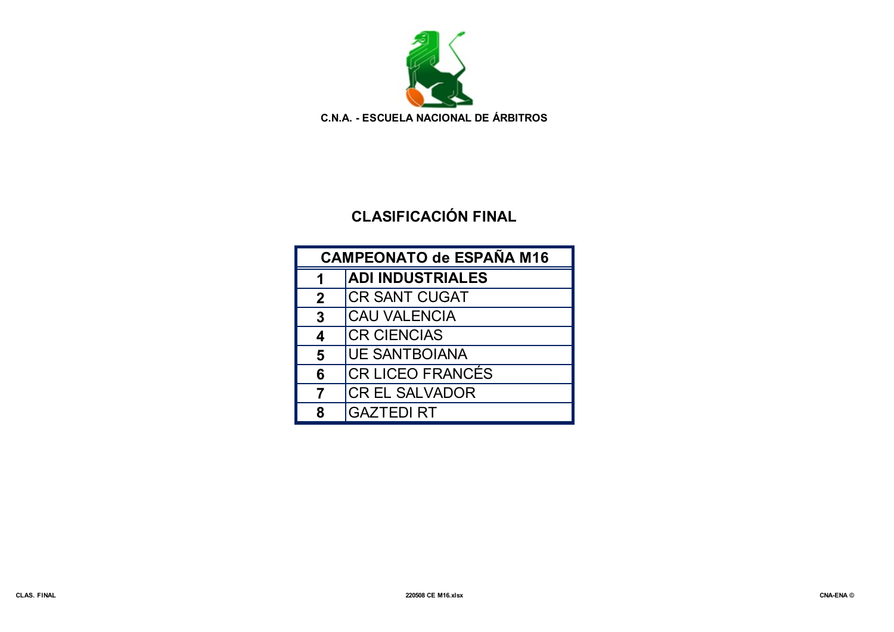**C.N.A. - ESCUELA NACIONAL DE ÁRBITROS**

# CLASIFICACIÓN FINAL

| CAMPEONATO de ESPAÑA M16 | |
|---|---|
| **1** | **ADI INDUSTRIALES** |
| **2** | CR SANT CUGAT |
| **3** | CAU VALENCIA |
| **4** | CR CIENCIAS |
| **5** | UE SANTBOIANA |
| **6** | CR LICEO FRANCÉS |
| **7** | CR EL SALVADOR |
| **8** | GAZTEDI RT |